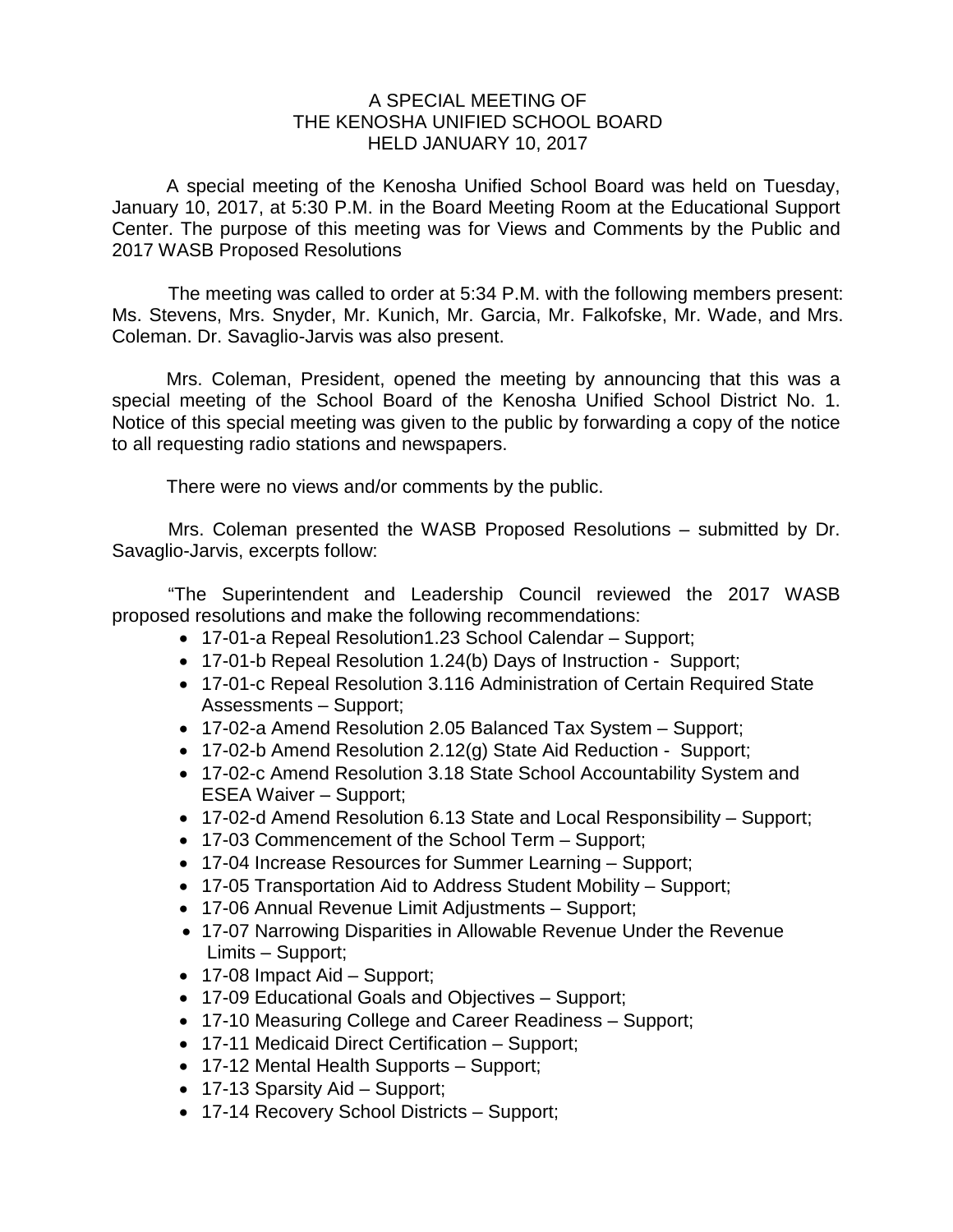# A SPECIAL MEETING OF THE KENOSHA UNIFIED SCHOOL BOARD HELD JANUARY 10, 2017

A special meeting of the Kenosha Unified School Board was held on Tuesday, January 10, 2017, at 5:30 P.M. in the Board Meeting Room at the Educational Support Center. The purpose of this meeting was for Views and Comments by the Public and 2017 WASB Proposed Resolutions

The meeting was called to order at 5:34 P.M. with the following members present: Ms. Stevens, Mrs. Snyder, Mr. Kunich, Mr. Garcia, Mr. Falkofske, Mr. Wade, and Mrs. Coleman. Dr. Savaglio-Jarvis was also present.

Mrs. Coleman, President, opened the meeting by announcing that this was a special meeting of the School Board of the Kenosha Unified School District No. 1. Notice of this special meeting was given to the public by forwarding a copy of the notice to all requesting radio stations and newspapers.

There were no views and/or comments by the public.

Mrs. Coleman presented the WASB Proposed Resolutions – submitted by Dr. Savaglio-Jarvis, excerpts follow:

"The Superintendent and Leadership Council reviewed the 2017 WASB proposed resolutions and make the following recommendations:

- 17-01-a Repeal Resolution1.23 School Calendar – Support;
- 17-01-b Repeal Resolution 1.24(b) Days of Instruction - Support;
- 17-01-c Repeal Resolution 3.116 Administration of Certain Required State Assessments – Support;
- 17-02-a Amend Resolution 2.05 Balanced Tax System – Support;
- 17-02-b Amend Resolution 2.12(g) State Aid Reduction - Support;
- 17-02-c Amend Resolution 3.18 State School Accountability System and ESEA Waiver – Support;
- 17-02-d Amend Resolution 6.13 State and Local Responsibility – Support;
- 17-03 Commencement of the School Term – Support;
- 17-04 Increase Resources for Summer Learning – Support;
- 17-05 Transportation Aid to Address Student Mobility – Support;
- 17-06 Annual Revenue Limit Adjustments – Support;
- 17-07 Narrowing Disparities in Allowable Revenue Under the Revenue Limits – Support;
- 17-08 Impact Aid – Support;
- 17-09 Educational Goals and Objectives – Support;
- 17-10 Measuring College and Career Readiness – Support;
- 17-11 Medicaid Direct Certification – Support;
- 17-12 Mental Health Supports – Support;
- 17-13 Sparsity Aid – Support;
- 17-14 Recovery School Districts – Support;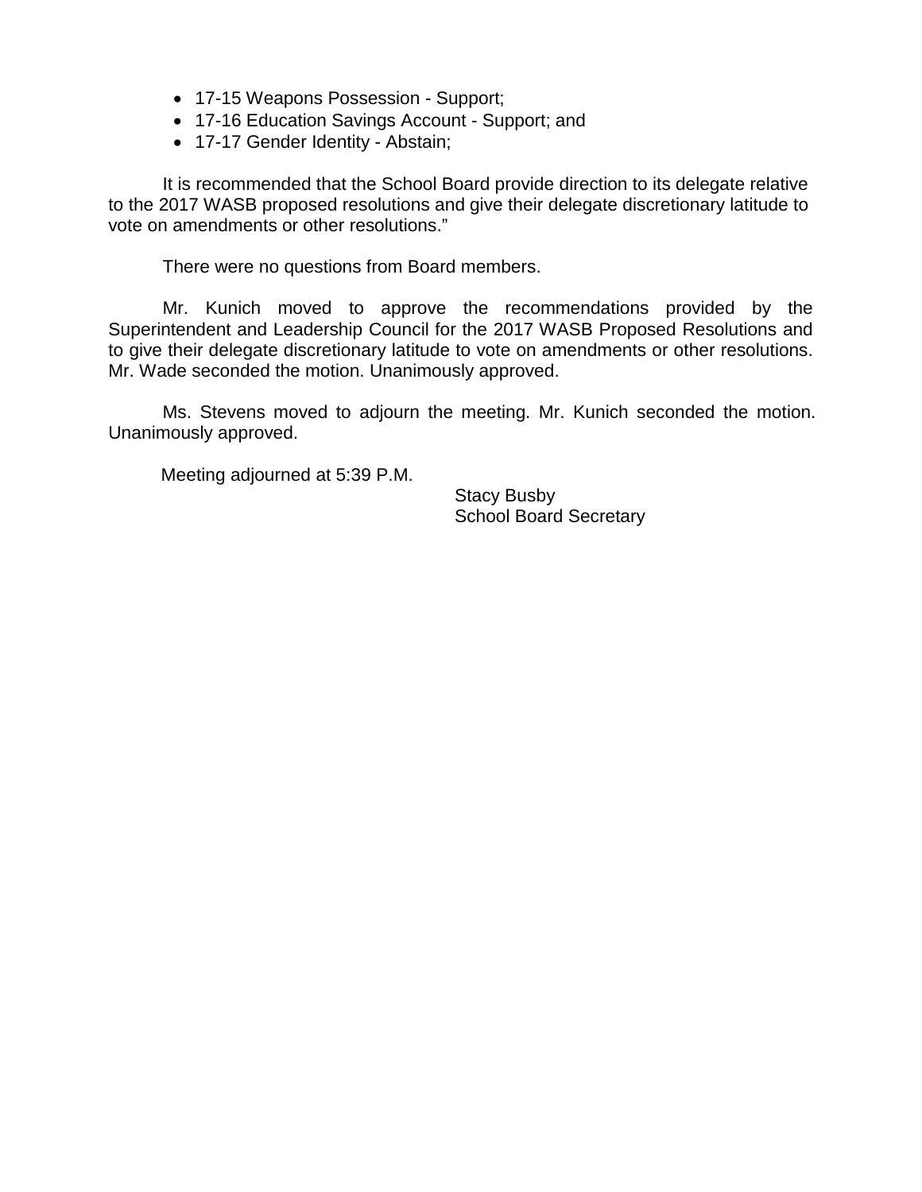- 17-15 Weapons Possession - Support;
- 17-16 Education Savings Account - Support; and
- 17-17 Gender Identity - Abstain;

It is recommended that the School Board provide direction to its delegate relative to the 2017 WASB proposed resolutions and give their delegate discretionary latitude to vote on amendments or other resolutions."

There were no questions from Board members.

Mr. Kunich moved to approve the recommendations provided by the Superintendent and Leadership Council for the 2017 WASB Proposed Resolutions and to give their delegate discretionary latitude to vote on amendments or other resolutions. Mr. Wade seconded the motion. Unanimously approved.

Ms. Stevens moved to adjourn the meeting. Mr. Kunich seconded the motion. Unanimously approved.

Meeting adjourned at 5:39 P.M.

Stacy Busby
School Board Secretary